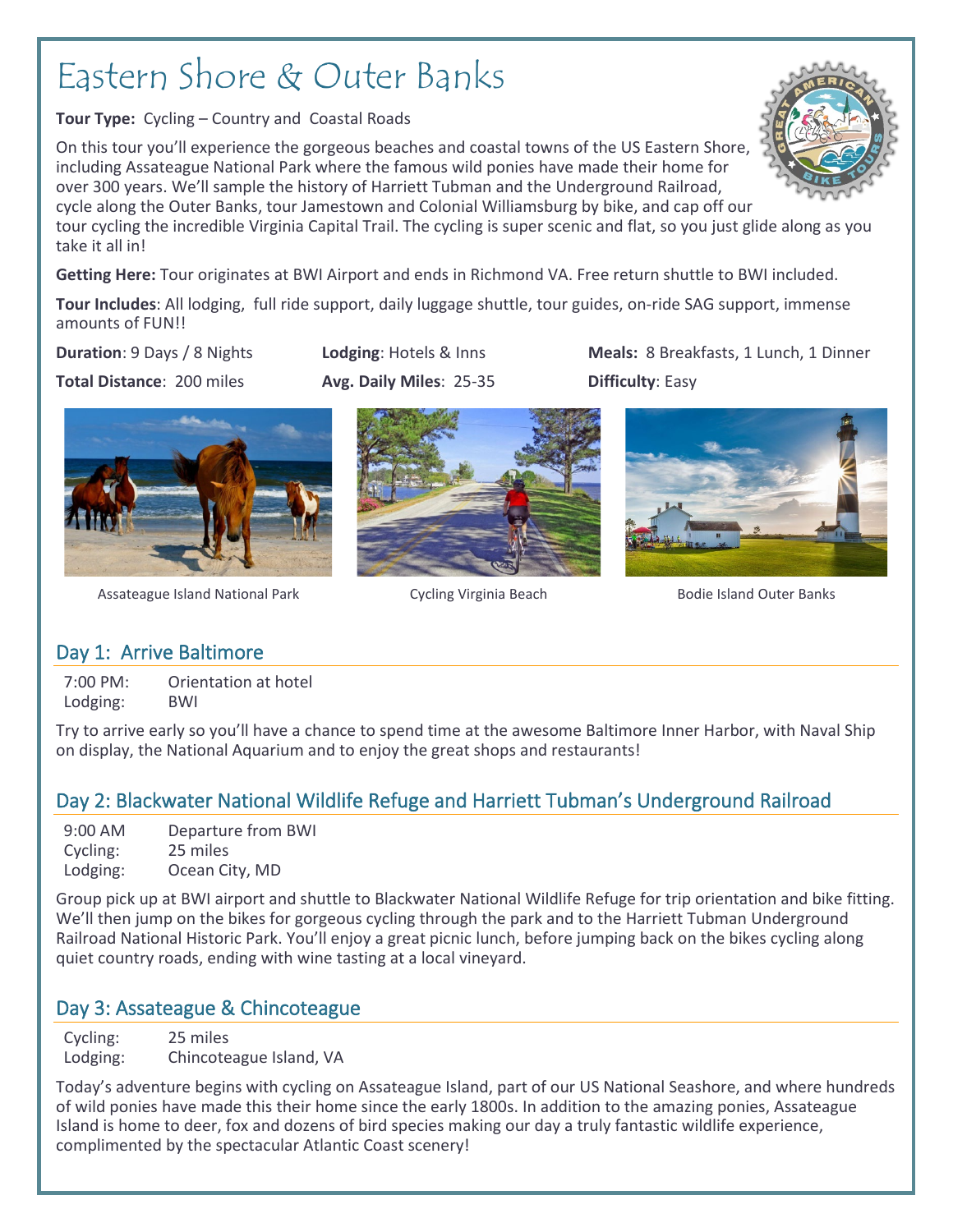# Eastern Shore & Outer Banks

**Tour Type:** Cycling – Country and Coastal Roads

On this tour you'll experience the gorgeous beaches and coastal towns of the US Eastern Shore, including Assateague National Park where the famous wild ponies have made their home for over 300 years. We'll sample the history of Harriett Tubman and the Underground Railroad, cycle along the Outer Banks, tour Jamestown and Colonial Williamsburg by bike, and cap off our tour cycling the incredible Virginia Capital Trail. The cycling is super scenic and flat, so you just glide along as you take it all in!

**Getting Here:** Tour originates at BWI Airport and ends in Richmond VA. Free return shuttle to BWI included.

**Tour Includes**: All lodging, full ride support, daily luggage shuttle, tour guides, on-ride SAG support, immense amounts of FUN!!

**Duration**: 9 Days / 8 Nights

**Lodging**: Hotels & Inns

**Meals:** 8 Breakfasts, 1 Lunch, 1 Dinner

**Total Distance**: 200 miles

**Avg. Daily Miles**: 25-35

**Difficulty**: Easy

Assateague Island National Park

Cycling Virginia Beach

Bodie Island Outer Banks

## Day 1: Arrive Baltimore

| | |
|---|---|
| 7:00 PM: | Orientation at hotel |
| Lodging: | BWI |

Try to arrive early so you'll have a chance to spend time at the awesome Baltimore Inner Harbor, with Naval Ship on display, the National Aquarium and to enjoy the great shops and restaurants!

## Day 2: Blackwater National Wildlife Refuge and Harriett Tubman's Underground Railroad

| | |
|---|---|
| 9:00 AM | Departure from BWI |
| Cycling: | 25 miles |
| Lodging: | Ocean City, MD |

Group pick up at BWI airport and shuttle to Blackwater National Wildlife Refuge for trip orientation and bike fitting. We'll then jump on the bikes for gorgeous cycling through the park and to the Harriett Tubman Underground Railroad National Historic Park. You'll enjoy a great picnic lunch, before jumping back on the bikes cycling along quiet country roads, ending with wine tasting at a local vineyard.

## Day 3: Assateague & Chincoteague

| | |
|---|---|
| Cycling: | 25 miles |
| Lodging: | Chincoteague Island, VA |

Today's adventure begins with cycling on Assateague Island, part of our US National Seashore, and where hundreds of wild ponies have made this their home since the early 1800s. In addition to the amazing ponies, Assateague Island is home to deer, fox and dozens of bird species making our day a truly fantastic wildlife experience, complimented by the spectacular Atlantic Coast scenery!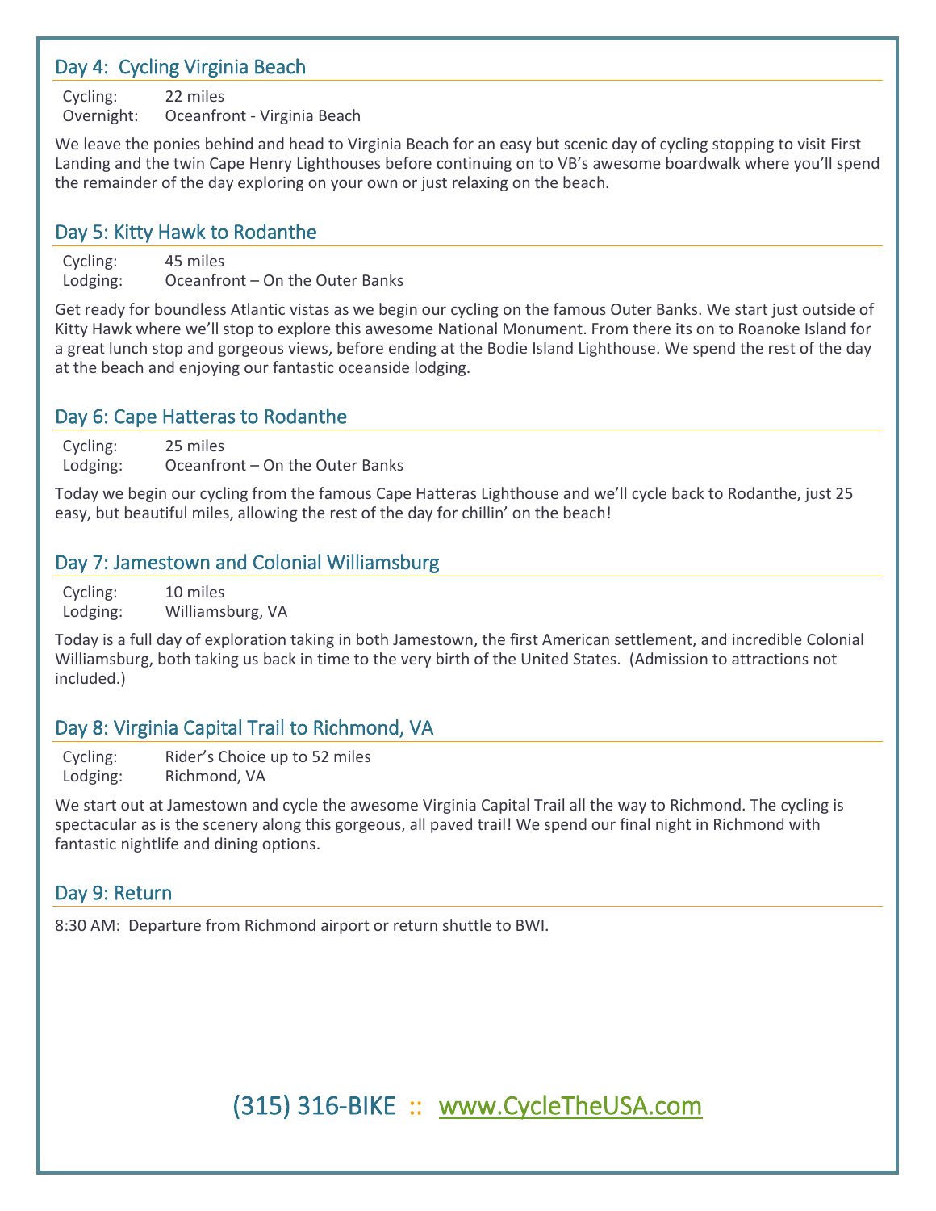## Day 4: Cycling Virginia Beach

Cycling: 22 miles
Overnight: Oceanfront - Virginia Beach

We leave the ponies behind and head to Virginia Beach for an easy but scenic day of cycling stopping to visit First Landing and the twin Cape Henry Lighthouses before continuing on to VB's awesome boardwalk where you'll spend the remainder of the day exploring on your own or just relaxing on the beach.

## Day 5: Kitty Hawk to Rodanthe

Cycling: 45 miles
Lodging: Oceanfront – On the Outer Banks

Get ready for boundless Atlantic vistas as we begin our cycling on the famous Outer Banks. We start just outside of Kitty Hawk where we'll stop to explore this awesome National Monument. From there its on to Roanoke Island for a great lunch stop and gorgeous views, before ending at the Bodie Island Lighthouse. We spend the rest of the day at the beach and enjoying our fantastic oceanside lodging.

## Day 6: Cape Hatteras to Rodanthe

Cycling: 25 miles
Lodging: Oceanfront – On the Outer Banks

Today we begin our cycling from the famous Cape Hatteras Lighthouse and we'll cycle back to Rodanthe, just 25 easy, but beautiful miles, allowing the rest of the day for chillin' on the beach!

## Day 7: Jamestown and Colonial Williamsburg

Cycling: 10 miles
Lodging: Williamsburg, VA

Today is a full day of exploration taking in both Jamestown, the first American settlement, and incredible Colonial Williamsburg, both taking us back in time to the very birth of the United States. (Admission to attractions not included.)

## Day 8: Virginia Capital Trail to Richmond, VA

Cycling: Rider's Choice up to 52 miles
Lodging: Richmond, VA

We start out at Jamestown and cycle the awesome Virginia Capital Trail all the way to Richmond. The cycling is spectacular as is the scenery along this gorgeous, all paved trail! We spend our final night in Richmond with fantastic nightlife and dining options.

## Day 9: Return

8:30 AM: Departure from Richmond airport or return shuttle to BWI.

(315) 316-BIKE :: www.CycleTheUSA.com